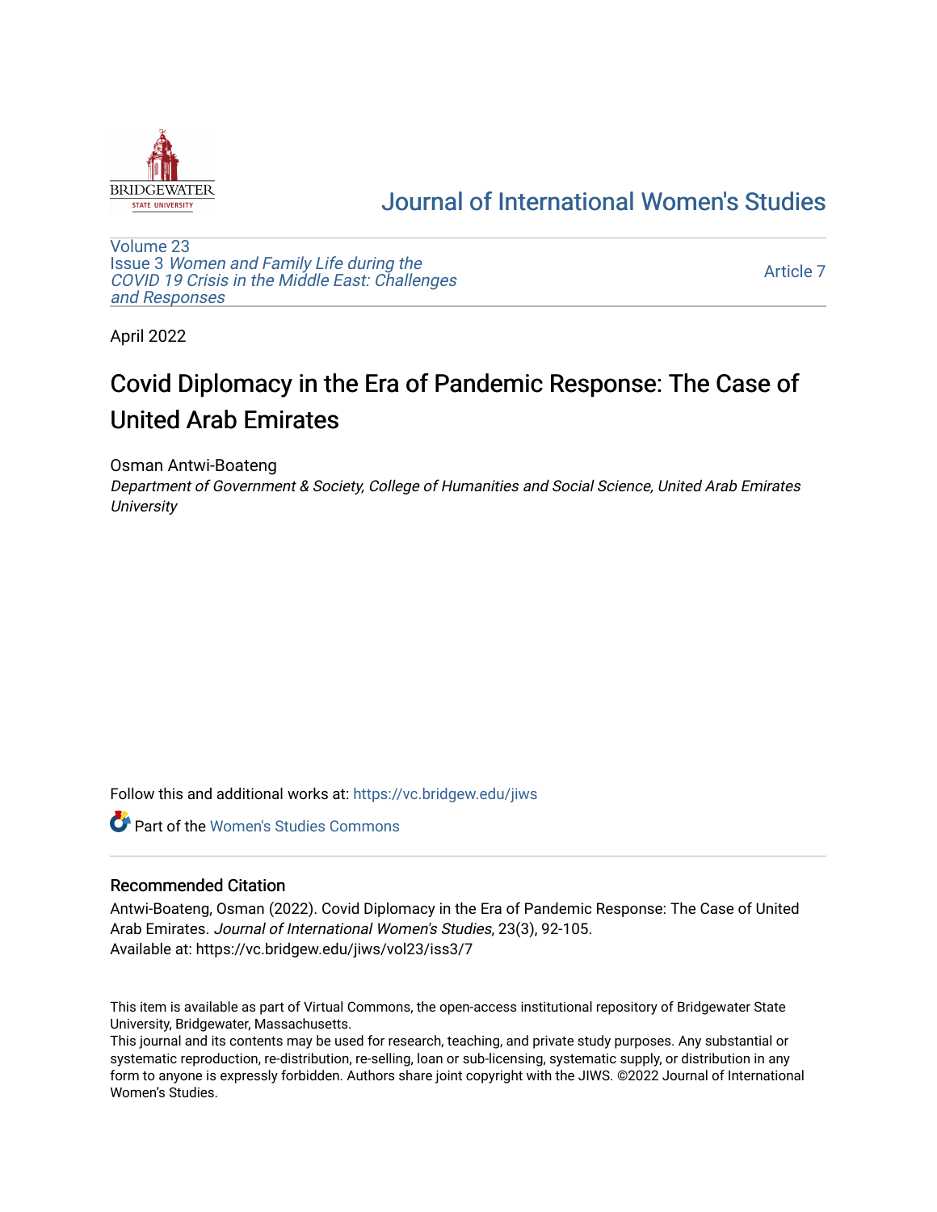# Journal of International Women's Studies

Volume 23
Issue 3 *Women and Family Life during the COVID 19 Crisis in the Middle East: Challenges and Responses*

Article 7

April 2022

## Covid Diplomacy in the Era of Pandemic Response: The Case of United Arab Emirates

Osman Antwi-Boateng
*Department of Government & Society, College of Humanities and Social Science, United Arab Emirates University*

Follow this and additional works at: https://vc.bridgew.edu/jiws

Part of the Women's Studies Commons

### Recommended Citation

Antwi-Boateng, Osman (2022). Covid Diplomacy in the Era of Pandemic Response: The Case of United Arab Emirates. *Journal of International Women's Studies*, 23(3), 92-105.
Available at: https://vc.bridgew.edu/jiws/vol23/iss3/7

This item is available as part of Virtual Commons, the open-access institutional repository of Bridgewater State University, Bridgewater, Massachusetts.
This journal and its contents may be used for research, teaching, and private study purposes. Any substantial or systematic reproduction, re-distribution, re-selling, loan or sub-licensing, systematic supply, or distribution in any form to anyone is expressly forbidden. Authors share joint copyright with the JIWS. ©2022 Journal of International Women's Studies.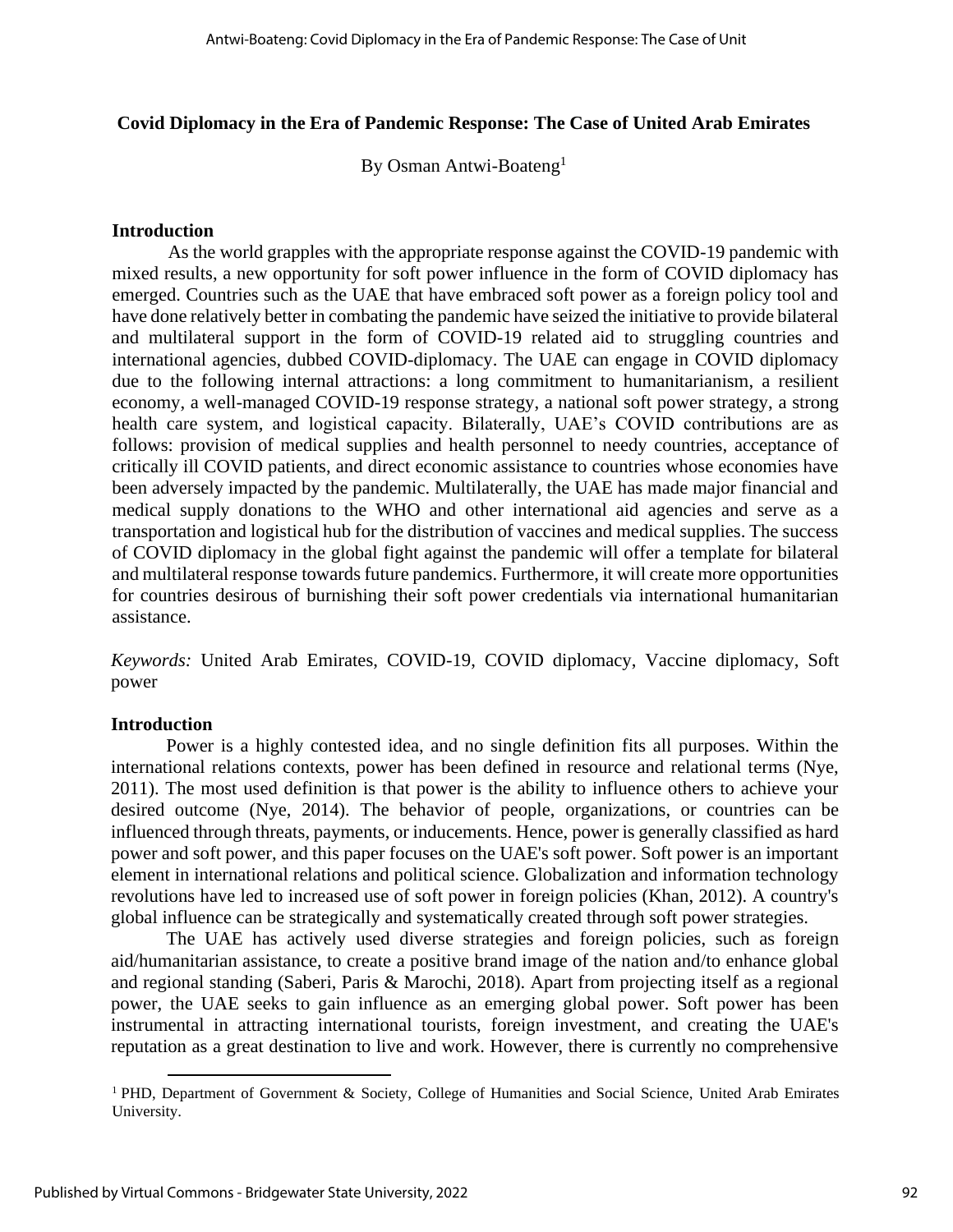## Covid Diplomacy in the Era of Pandemic Response: The Case of United Arab Emirates

By Osman Antwi-Boateng[1]

### Introduction

As the world grapples with the appropriate response against the COVID-19 pandemic with mixed results, a new opportunity for soft power influence in the form of COVID diplomacy has emerged. Countries such as the UAE that have embraced soft power as a foreign policy tool and have done relatively better in combating the pandemic have seized the initiative to provide bilateral and multilateral support in the form of COVID-19 related aid to struggling countries and international agencies, dubbed COVID-diplomacy. The UAE can engage in COVID diplomacy due to the following internal attractions: a long commitment to humanitarianism, a resilient economy, a well-managed COVID-19 response strategy, a national soft power strategy, a strong health care system, and logistical capacity. Bilaterally, UAE's COVID contributions are as follows: provision of medical supplies and health personnel to needy countries, acceptance of critically ill COVID patients, and direct economic assistance to countries whose economies have been adversely impacted by the pandemic. Multilaterally, the UAE has made major financial and medical supply donations to the WHO and other international aid agencies and serve as a transportation and logistical hub for the distribution of vaccines and medical supplies. The success of COVID diplomacy in the global fight against the pandemic will offer a template for bilateral and multilateral response towards future pandemics. Furthermore, it will create more opportunities for countries desirous of burnishing their soft power credentials via international humanitarian assistance.

*Keywords:* United Arab Emirates, COVID-19, COVID diplomacy, Vaccine diplomacy, Soft power

### Introduction

Power is a highly contested idea, and no single definition fits all purposes. Within the international relations contexts, power has been defined in resource and relational terms (Nye, 2011). The most used definition is that power is the ability to influence others to achieve your desired outcome (Nye, 2014). The behavior of people, organizations, or countries can be influenced through threats, payments, or inducements. Hence, power is generally classified as hard power and soft power, and this paper focuses on the UAE's soft power. Soft power is an important element in international relations and political science. Globalization and information technology revolutions have led to increased use of soft power in foreign policies (Khan, 2012). A country's global influence can be strategically and systematically created through soft power strategies.

The UAE has actively used diverse strategies and foreign policies, such as foreign aid/humanitarian assistance, to create a positive brand image of the nation and/to enhance global and regional standing (Saberi, Paris & Marochi, 2018). Apart from projecting itself as a regional power, the UAE seeks to gain influence as an emerging global power. Soft power has been instrumental in attracting international tourists, foreign investment, and creating the UAE's reputation as a great destination to live and work. However, there is currently no comprehensive

[1] PHD, Department of Government & Society, College of Humanities and Social Science, United Arab Emirates University.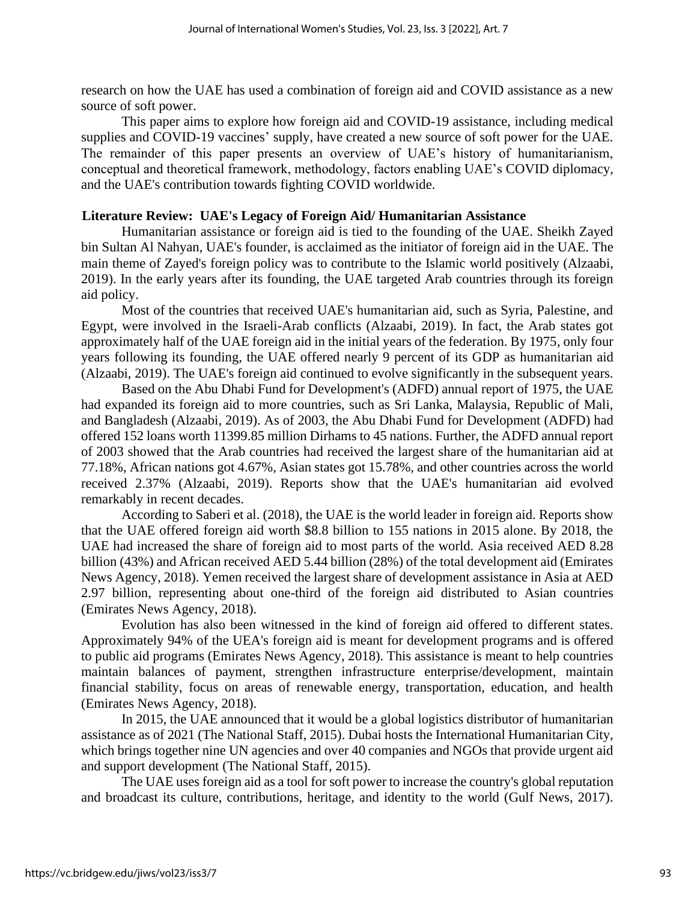research on how the UAE has used a combination of foreign aid and COVID assistance as a new source of soft power.

This paper aims to explore how foreign aid and COVID-19 assistance, including medical supplies and COVID-19 vaccines' supply, have created a new source of soft power for the UAE. The remainder of this paper presents an overview of UAE's history of humanitarianism, conceptual and theoretical framework, methodology, factors enabling UAE's COVID diplomacy, and the UAE's contribution towards fighting COVID worldwide.

## Literature Review: UAE's Legacy of Foreign Aid/ Humanitarian Assistance

Humanitarian assistance or foreign aid is tied to the founding of the UAE. Sheikh Zayed bin Sultan Al Nahyan, UAE's founder, is acclaimed as the initiator of foreign aid in the UAE. The main theme of Zayed's foreign policy was to contribute to the Islamic world positively (Alzaabi, 2019). In the early years after its founding, the UAE targeted Arab countries through its foreign aid policy.

Most of the countries that received UAE's humanitarian aid, such as Syria, Palestine, and Egypt, were involved in the Israeli-Arab conflicts (Alzaabi, 2019). In fact, the Arab states got approximately half of the UAE foreign aid in the initial years of the federation. By 1975, only four years following its founding, the UAE offered nearly 9 percent of its GDP as humanitarian aid (Alzaabi, 2019). The UAE's foreign aid continued to evolve significantly in the subsequent years.

Based on the Abu Dhabi Fund for Development's (ADFD) annual report of 1975, the UAE had expanded its foreign aid to more countries, such as Sri Lanka, Malaysia, Republic of Mali, and Bangladesh (Alzaabi, 2019). As of 2003, the Abu Dhabi Fund for Development (ADFD) had offered 152 loans worth 11399.85 million Dirhams to 45 nations. Further, the ADFD annual report of 2003 showed that the Arab countries had received the largest share of the humanitarian aid at 77.18%, African nations got 4.67%, Asian states got 15.78%, and other countries across the world received 2.37% (Alzaabi, 2019). Reports show that the UAE's humanitarian aid evolved remarkably in recent decades.

According to Saberi et al. (2018), the UAE is the world leader in foreign aid. Reports show that the UAE offered foreign aid worth $8.8 billion to 155 nations in 2015 alone. By 2018, the UAE had increased the share of foreign aid to most parts of the world. Asia received AED 8.28 billion (43%) and African received AED 5.44 billion (28%) of the total development aid (Emirates News Agency, 2018). Yemen received the largest share of development assistance in Asia at AED 2.97 billion, representing about one-third of the foreign aid distributed to Asian countries (Emirates News Agency, 2018).

Evolution has also been witnessed in the kind of foreign aid offered to different states. Approximately 94% of the UEA's foreign aid is meant for development programs and is offered to public aid programs (Emirates News Agency, 2018). This assistance is meant to help countries maintain balances of payment, strengthen infrastructure enterprise/development, maintain financial stability, focus on areas of renewable energy, transportation, education, and health (Emirates News Agency, 2018).

In 2015, the UAE announced that it would be a global logistics distributor of humanitarian assistance as of 2021 (The National Staff, 2015). Dubai hosts the International Humanitarian City, which brings together nine UN agencies and over 40 companies and NGOs that provide urgent aid and support development (The National Staff, 2015).

The UAE uses foreign aid as a tool for soft power to increase the country's global reputation and broadcast its culture, contributions, heritage, and identity to the world (Gulf News, 2017).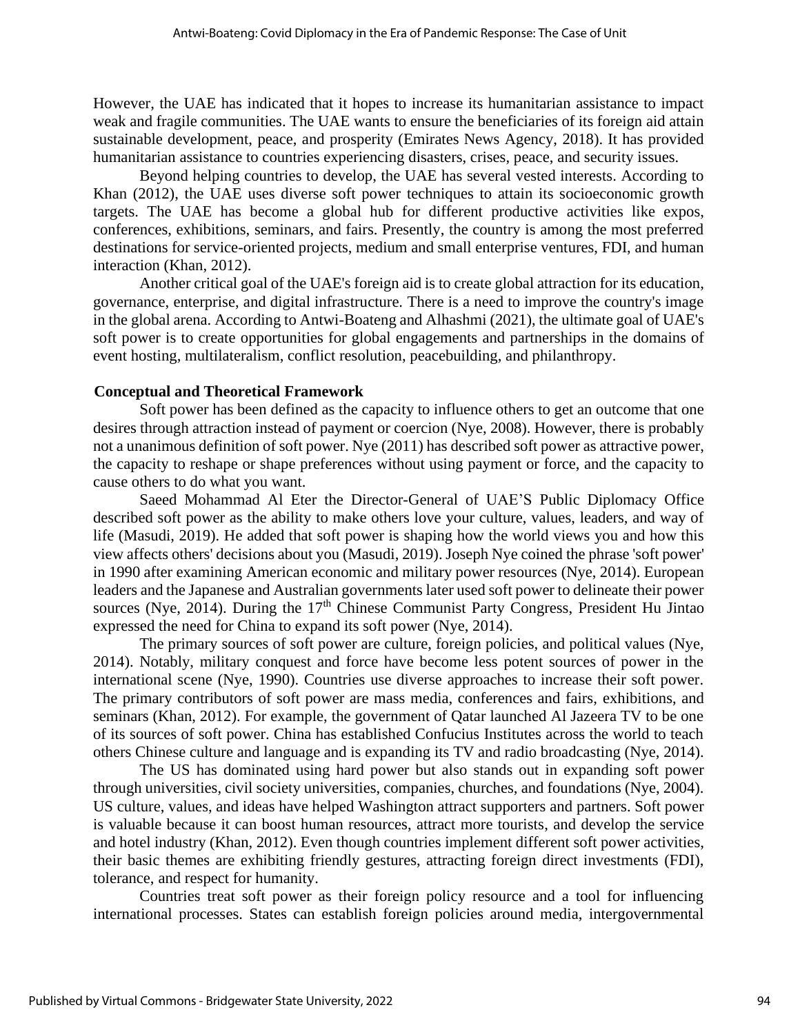However, the UAE has indicated that it hopes to increase its humanitarian assistance to impact weak and fragile communities. The UAE wants to ensure the beneficiaries of its foreign aid attain sustainable development, peace, and prosperity (Emirates News Agency, 2018). It has provided humanitarian assistance to countries experiencing disasters, crises, peace, and security issues.

Beyond helping countries to develop, the UAE has several vested interests. According to Khan (2012), the UAE uses diverse soft power techniques to attain its socioeconomic growth targets. The UAE has become a global hub for different productive activities like expos, conferences, exhibitions, seminars, and fairs. Presently, the country is among the most preferred destinations for service-oriented projects, medium and small enterprise ventures, FDI, and human interaction (Khan, 2012).

Another critical goal of the UAE's foreign aid is to create global attraction for its education, governance, enterprise, and digital infrastructure. There is a need to improve the country's image in the global arena. According to Antwi-Boateng and Alhashmi (2021), the ultimate goal of UAE's soft power is to create opportunities for global engagements and partnerships in the domains of event hosting, multilateralism, conflict resolution, peacebuilding, and philanthropy.

## Conceptual and Theoretical Framework

Soft power has been defined as the capacity to influence others to get an outcome that one desires through attraction instead of payment or coercion (Nye, 2008). However, there is probably not a unanimous definition of soft power. Nye (2011) has described soft power as attractive power, the capacity to reshape or shape preferences without using payment or force, and the capacity to cause others to do what you want.

Saeed Mohammad Al Eter the Director-General of UAE'S Public Diplomacy Office described soft power as the ability to make others love your culture, values, leaders, and way of life (Masudi, 2019). He added that soft power is shaping how the world views you and how this view affects others' decisions about you (Masudi, 2019). Joseph Nye coined the phrase 'soft power' in 1990 after examining American economic and military power resources (Nye, 2014). European leaders and the Japanese and Australian governments later used soft power to delineate their power sources (Nye, 2014). During the 17th Chinese Communist Party Congress, President Hu Jintao expressed the need for China to expand its soft power (Nye, 2014).

The primary sources of soft power are culture, foreign policies, and political values (Nye, 2014). Notably, military conquest and force have become less potent sources of power in the international scene (Nye, 1990). Countries use diverse approaches to increase their soft power. The primary contributors of soft power are mass media, conferences and fairs, exhibitions, and seminars (Khan, 2012). For example, the government of Qatar launched Al Jazeera TV to be one of its sources of soft power. China has established Confucius Institutes across the world to teach others Chinese culture and language and is expanding its TV and radio broadcasting (Nye, 2014).

The US has dominated using hard power but also stands out in expanding soft power through universities, civil society universities, companies, churches, and foundations (Nye, 2004). US culture, values, and ideas have helped Washington attract supporters and partners. Soft power is valuable because it can boost human resources, attract more tourists, and develop the service and hotel industry (Khan, 2012). Even though countries implement different soft power activities, their basic themes are exhibiting friendly gestures, attracting foreign direct investments (FDI), tolerance, and respect for humanity.

Countries treat soft power as their foreign policy resource and a tool for influencing international processes. States can establish foreign policies around media, intergovernmental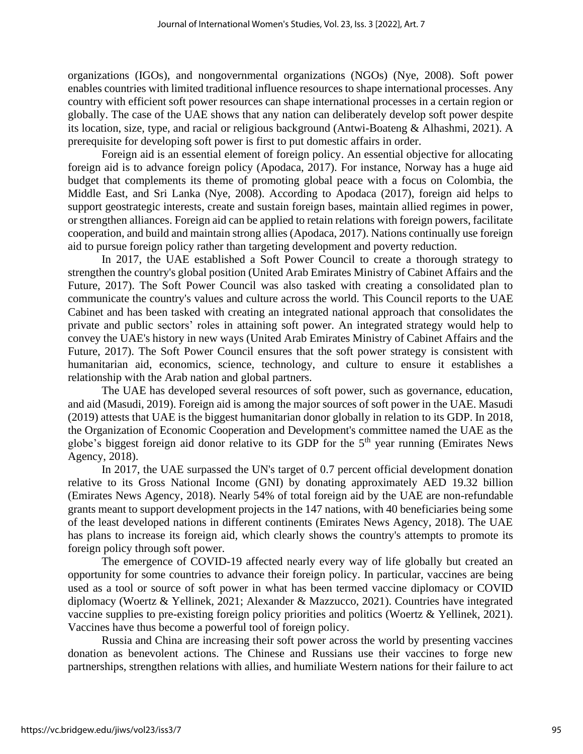organizations (IGOs), and nongovernmental organizations (NGOs) (Nye, 2008). Soft power enables countries with limited traditional influence resources to shape international processes. Any country with efficient soft power resources can shape international processes in a certain region or globally. The case of the UAE shows that any nation can deliberately develop soft power despite its location, size, type, and racial or religious background (Antwi-Boateng & Alhashmi, 2021). A prerequisite for developing soft power is first to put domestic affairs in order.

Foreign aid is an essential element of foreign policy. An essential objective for allocating foreign aid is to advance foreign policy (Apodaca, 2017). For instance, Norway has a huge aid budget that complements its theme of promoting global peace with a focus on Colombia, the Middle East, and Sri Lanka (Nye, 2008). According to Apodaca (2017), foreign aid helps to support geostrategic interests, create and sustain foreign bases, maintain allied regimes in power, or strengthen alliances. Foreign aid can be applied to retain relations with foreign powers, facilitate cooperation, and build and maintain strong allies (Apodaca, 2017). Nations continually use foreign aid to pursue foreign policy rather than targeting development and poverty reduction.

In 2017, the UAE established a Soft Power Council to create a thorough strategy to strengthen the country's global position (United Arab Emirates Ministry of Cabinet Affairs and the Future, 2017). The Soft Power Council was also tasked with creating a consolidated plan to communicate the country's values and culture across the world. This Council reports to the UAE Cabinet and has been tasked with creating an integrated national approach that consolidates the private and public sectors' roles in attaining soft power. An integrated strategy would help to convey the UAE's history in new ways (United Arab Emirates Ministry of Cabinet Affairs and the Future, 2017). The Soft Power Council ensures that the soft power strategy is consistent with humanitarian aid, economics, science, technology, and culture to ensure it establishes a relationship with the Arab nation and global partners.

The UAE has developed several resources of soft power, such as governance, education, and aid (Masudi, 2019). Foreign aid is among the major sources of soft power in the UAE. Masudi (2019) attests that UAE is the biggest humanitarian donor globally in relation to its GDP. In 2018, the Organization of Economic Cooperation and Development's committee named the UAE as the globe's biggest foreign aid donor relative to its GDP for the 5th year running (Emirates News Agency, 2018).

In 2017, the UAE surpassed the UN's target of 0.7 percent official development donation relative to its Gross National Income (GNI) by donating approximately AED 19.32 billion (Emirates News Agency, 2018). Nearly 54% of total foreign aid by the UAE are non-refundable grants meant to support development projects in the 147 nations, with 40 beneficiaries being some of the least developed nations in different continents (Emirates News Agency, 2018). The UAE has plans to increase its foreign aid, which clearly shows the country's attempts to promote its foreign policy through soft power.

The emergence of COVID-19 affected nearly every way of life globally but created an opportunity for some countries to advance their foreign policy. In particular, vaccines are being used as a tool or source of soft power in what has been termed vaccine diplomacy or COVID diplomacy (Woertz & Yellinek, 2021; Alexander & Mazzucco, 2021). Countries have integrated vaccine supplies to pre-existing foreign policy priorities and politics (Woertz & Yellinek, 2021). Vaccines have thus become a powerful tool of foreign policy.

Russia and China are increasing their soft power across the world by presenting vaccines donation as benevolent actions. The Chinese and Russians use their vaccines to forge new partnerships, strengthen relations with allies, and humiliate Western nations for their failure to act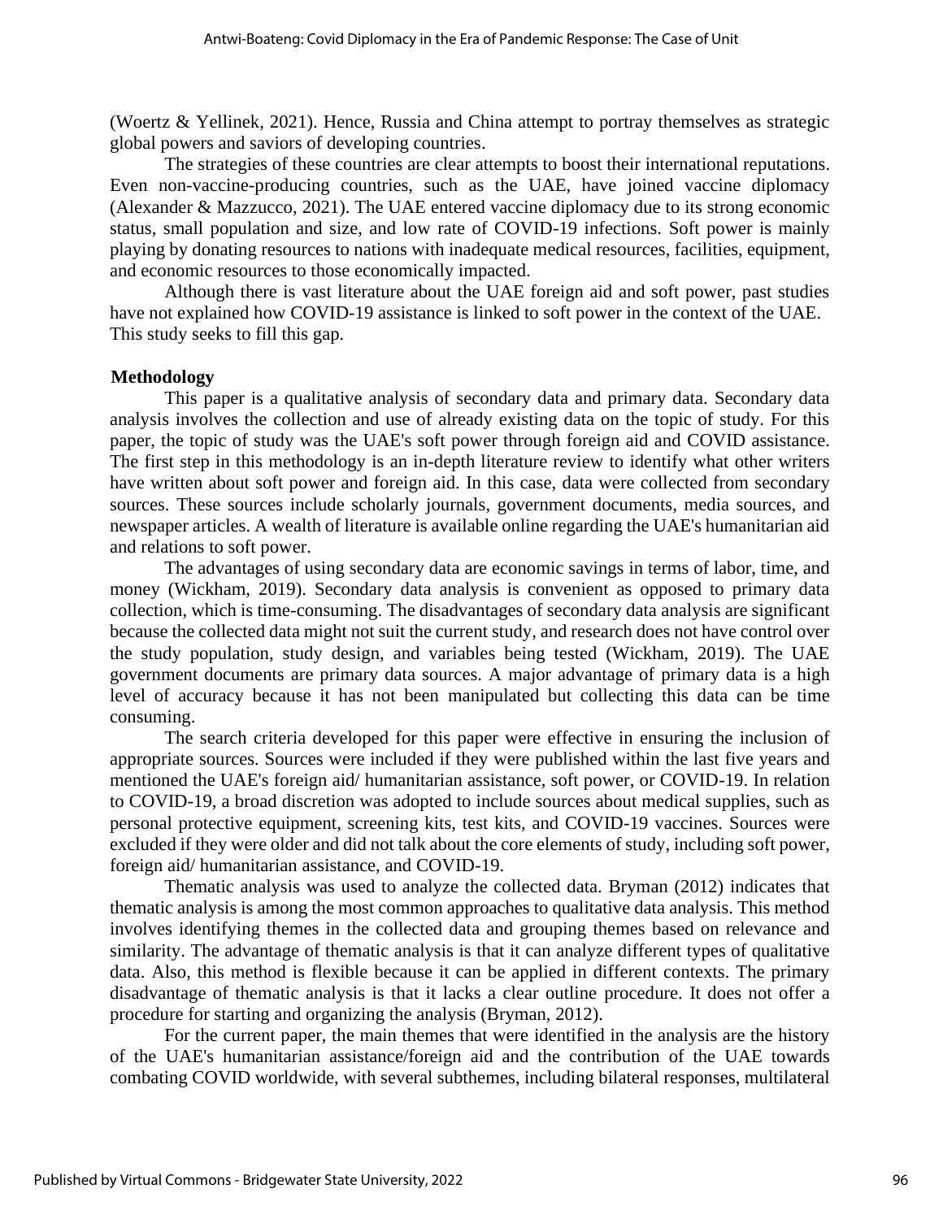(Woertz & Yellinek, 2021). Hence, Russia and China attempt to portray themselves as strategic global powers and saviors of developing countries.

The strategies of these countries are clear attempts to boost their international reputations. Even non-vaccine-producing countries, such as the UAE, have joined vaccine diplomacy (Alexander & Mazzucco, 2021). The UAE entered vaccine diplomacy due to its strong economic status, small population and size, and low rate of COVID-19 infections. Soft power is mainly playing by donating resources to nations with inadequate medical resources, facilities, equipment, and economic resources to those economically impacted.

Although there is vast literature about the UAE foreign aid and soft power, past studies have not explained how COVID-19 assistance is linked to soft power in the context of the UAE. This study seeks to fill this gap.

## Methodology

This paper is a qualitative analysis of secondary data and primary data. Secondary data analysis involves the collection and use of already existing data on the topic of study. For this paper, the topic of study was the UAE's soft power through foreign aid and COVID assistance. The first step in this methodology is an in-depth literature review to identify what other writers have written about soft power and foreign aid. In this case, data were collected from secondary sources. These sources include scholarly journals, government documents, media sources, and newspaper articles. A wealth of literature is available online regarding the UAE's humanitarian aid and relations to soft power.

The advantages of using secondary data are economic savings in terms of labor, time, and money (Wickham, 2019). Secondary data analysis is convenient as opposed to primary data collection, which is time-consuming. The disadvantages of secondary data analysis are significant because the collected data might not suit the current study, and research does not have control over the study population, study design, and variables being tested (Wickham, 2019). The UAE government documents are primary data sources. A major advantage of primary data is a high level of accuracy because it has not been manipulated but collecting this data can be time consuming.

The search criteria developed for this paper were effective in ensuring the inclusion of appropriate sources. Sources were included if they were published within the last five years and mentioned the UAE's foreign aid/ humanitarian assistance, soft power, or COVID-19. In relation to COVID-19, a broad discretion was adopted to include sources about medical supplies, such as personal protective equipment, screening kits, test kits, and COVID-19 vaccines. Sources were excluded if they were older and did not talk about the core elements of study, including soft power, foreign aid/ humanitarian assistance, and COVID-19.

Thematic analysis was used to analyze the collected data. Bryman (2012) indicates that thematic analysis is among the most common approaches to qualitative data analysis. This method involves identifying themes in the collected data and grouping themes based on relevance and similarity. The advantage of thematic analysis is that it can analyze different types of qualitative data. Also, this method is flexible because it can be applied in different contexts. The primary disadvantage of thematic analysis is that it lacks a clear outline procedure. It does not offer a procedure for starting and organizing the analysis (Bryman, 2012).

For the current paper, the main themes that were identified in the analysis are the history of the UAE's humanitarian assistance/foreign aid and the contribution of the UAE towards combating COVID worldwide, with several subthemes, including bilateral responses, multilateral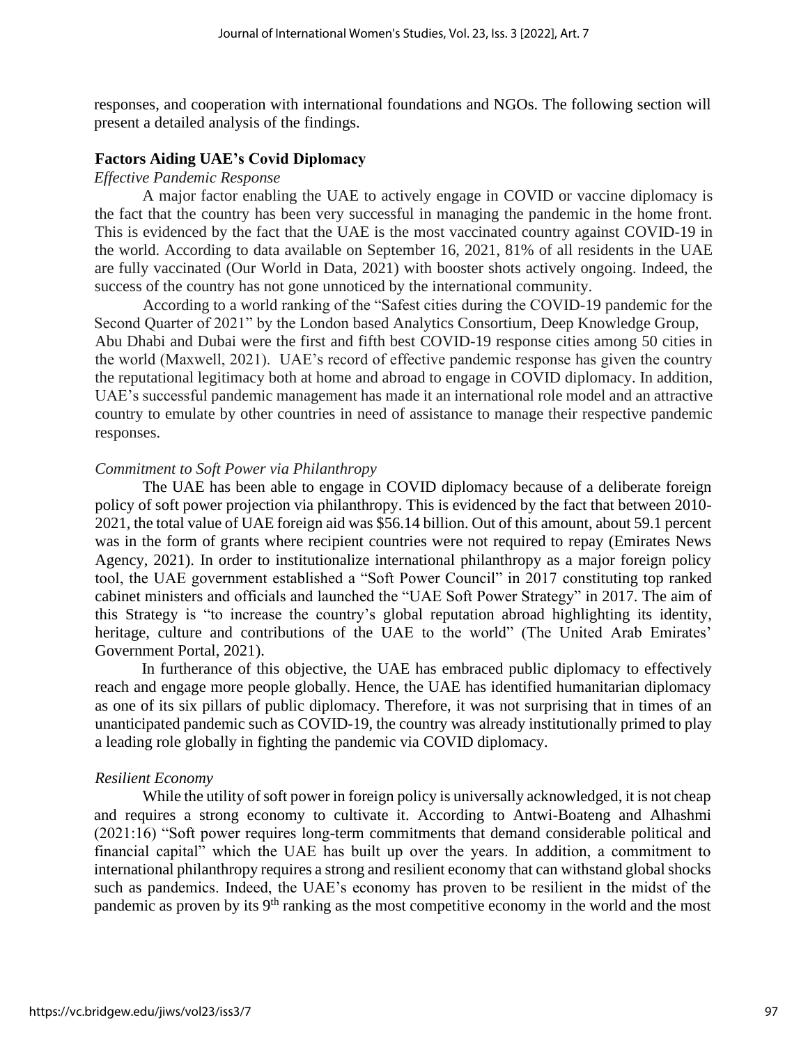responses, and cooperation with international foundations and NGOs. The following section will present a detailed analysis of the findings.

## Factors Aiding UAE's Covid Diplomacy

### *Effective Pandemic Response*

A major factor enabling the UAE to actively engage in COVID or vaccine diplomacy is the fact that the country has been very successful in managing the pandemic in the home front. This is evidenced by the fact that the UAE is the most vaccinated country against COVID-19 in the world. According to data available on September 16, 2021, 81% of all residents in the UAE are fully vaccinated (Our World in Data, 2021) with booster shots actively ongoing. Indeed, the success of the country has not gone unnoticed by the international community.

According to a world ranking of the "Safest cities during the COVID-19 pandemic for the Second Quarter of 2021" by the London based Analytics Consortium, Deep Knowledge Group, Abu Dhabi and Dubai were the first and fifth best COVID-19 response cities among 50 cities in the world (Maxwell, 2021). UAE's record of effective pandemic response has given the country the reputational legitimacy both at home and abroad to engage in COVID diplomacy. In addition, UAE's successful pandemic management has made it an international role model and an attractive country to emulate by other countries in need of assistance to manage their respective pandemic responses.

### *Commitment to Soft Power via Philanthropy*

The UAE has been able to engage in COVID diplomacy because of a deliberate foreign policy of soft power projection via philanthropy. This is evidenced by the fact that between 2010-2021, the total value of UAE foreign aid was $56.14 billion. Out of this amount, about 59.1 percent was in the form of grants where recipient countries were not required to repay (Emirates News Agency, 2021). In order to institutionalize international philanthropy as a major foreign policy tool, the UAE government established a "Soft Power Council" in 2017 constituting top ranked cabinet ministers and officials and launched the "UAE Soft Power Strategy" in 2017. The aim of this Strategy is "to increase the country's global reputation abroad highlighting its identity, heritage, culture and contributions of the UAE to the world" (The United Arab Emirates' Government Portal, 2021).

In furtherance of this objective, the UAE has embraced public diplomacy to effectively reach and engage more people globally. Hence, the UAE has identified humanitarian diplomacy as one of its six pillars of public diplomacy. Therefore, it was not surprising that in times of an unanticipated pandemic such as COVID-19, the country was already institutionally primed to play a leading role globally in fighting the pandemic via COVID diplomacy.

### *Resilient Economy*

While the utility of soft power in foreign policy is universally acknowledged, it is not cheap and requires a strong economy to cultivate it. According to Antwi-Boateng and Alhashmi (2021:16) "Soft power requires long-term commitments that demand considerable political and financial capital" which the UAE has built up over the years. In addition, a commitment to international philanthropy requires a strong and resilient economy that can withstand global shocks such as pandemics. Indeed, the UAE's economy has proven to be resilient in the midst of the pandemic as proven by its 9th ranking as the most competitive economy in the world and the most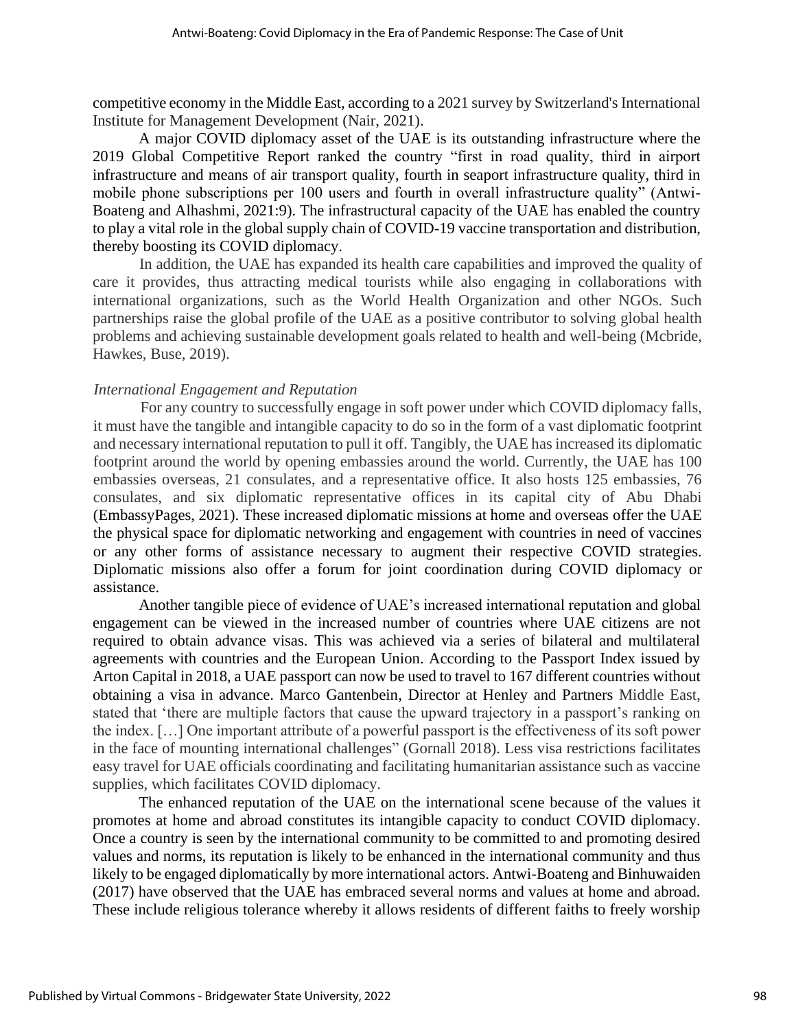competitive economy in the Middle East, according to a 2021 survey by Switzerland's International Institute for Management Development (Nair, 2021).

A major COVID diplomacy asset of the UAE is its outstanding infrastructure where the 2019 Global Competitive Report ranked the country "first in road quality, third in airport infrastructure and means of air transport quality, fourth in seaport infrastructure quality, third in mobile phone subscriptions per 100 users and fourth in overall infrastructure quality" (Antwi-Boateng and Alhashmi, 2021:9). The infrastructural capacity of the UAE has enabled the country to play a vital role in the global supply chain of COVID-19 vaccine transportation and distribution, thereby boosting its COVID diplomacy.

In addition, the UAE has expanded its health care capabilities and improved the quality of care it provides, thus attracting medical tourists while also engaging in collaborations with international organizations, such as the World Health Organization and other NGOs. Such partnerships raise the global profile of the UAE as a positive contributor to solving global health problems and achieving sustainable development goals related to health and well-being (Mcbride, Hawkes, Buse, 2019).

*International Engagement and Reputation*

For any country to successfully engage in soft power under which COVID diplomacy falls, it must have the tangible and intangible capacity to do so in the form of a vast diplomatic footprint and necessary international reputation to pull it off. Tangibly, the UAE has increased its diplomatic footprint around the world by opening embassies around the world. Currently, the UAE has 100 embassies overseas, 21 consulates, and a representative office. It also hosts 125 embassies, 76 consulates, and six diplomatic representative offices in its capital city of Abu Dhabi (EmbassyPages, 2021). These increased diplomatic missions at home and overseas offer the UAE the physical space for diplomatic networking and engagement with countries in need of vaccines or any other forms of assistance necessary to augment their respective COVID strategies. Diplomatic missions also offer a forum for joint coordination during COVID diplomacy or assistance.

Another tangible piece of evidence of UAE's increased international reputation and global engagement can be viewed in the increased number of countries where UAE citizens are not required to obtain advance visas. This was achieved via a series of bilateral and multilateral agreements with countries and the European Union. According to the Passport Index issued by Arton Capital in 2018, a UAE passport can now be used to travel to 167 different countries without obtaining a visa in advance. Marco Gantenbein, Director at Henley and Partners Middle East, stated that 'there are multiple factors that cause the upward trajectory in a passport's ranking on the index. […] One important attribute of a powerful passport is the effectiveness of its soft power in the face of mounting international challenges" (Gornall 2018). Less visa restrictions facilitates easy travel for UAE officials coordinating and facilitating humanitarian assistance such as vaccine supplies, which facilitates COVID diplomacy.

The enhanced reputation of the UAE on the international scene because of the values it promotes at home and abroad constitutes its intangible capacity to conduct COVID diplomacy. Once a country is seen by the international community to be committed to and promoting desired values and norms, its reputation is likely to be enhanced in the international community and thus likely to be engaged diplomatically by more international actors. Antwi-Boateng and Binhuwaiden (2017) have observed that the UAE has embraced several norms and values at home and abroad. These include religious tolerance whereby it allows residents of different faiths to freely worship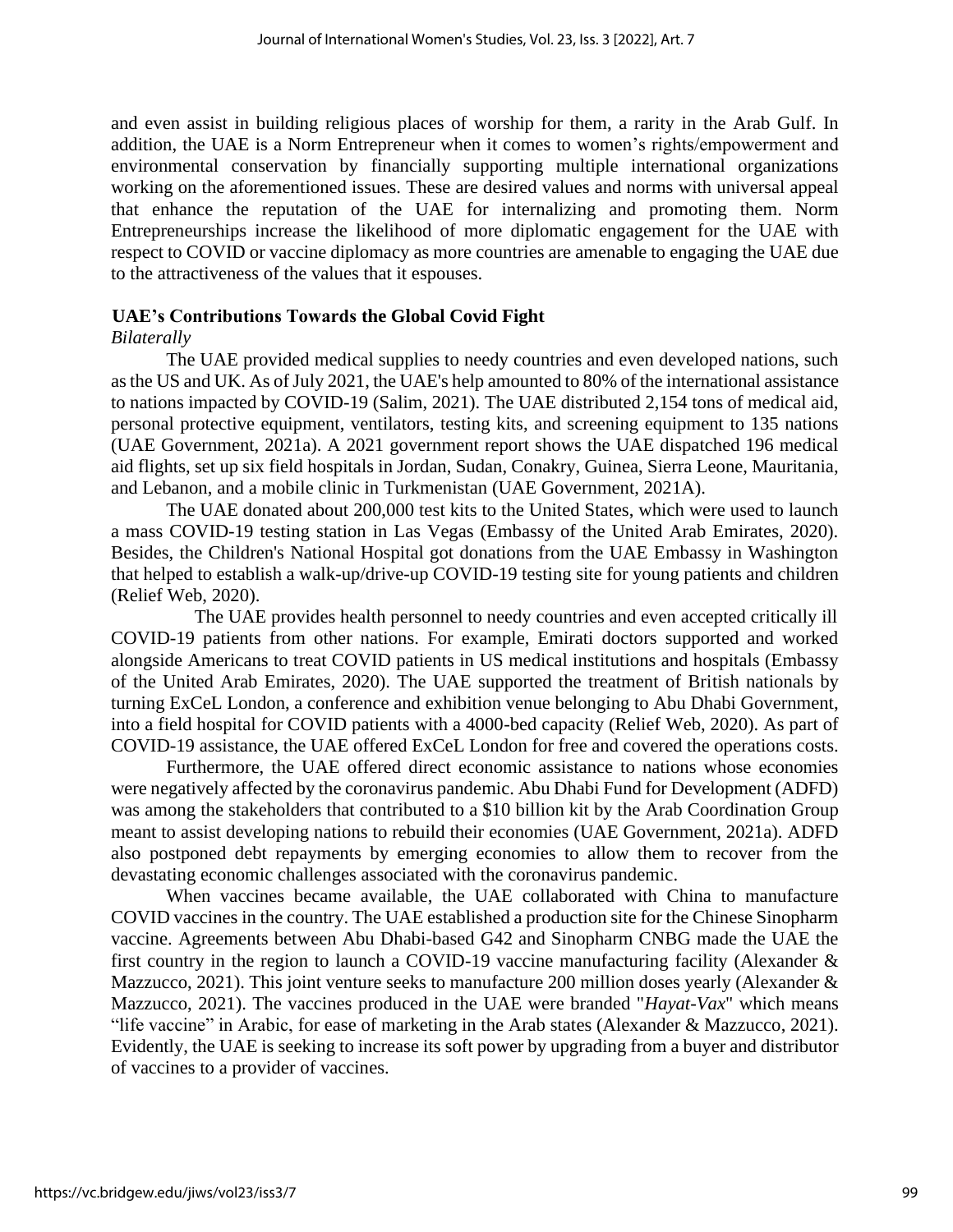and even assist in building religious places of worship for them, a rarity in the Arab Gulf. In addition, the UAE is a Norm Entrepreneur when it comes to women's rights/empowerment and environmental conservation by financially supporting multiple international organizations working on the aforementioned issues. These are desired values and norms with universal appeal that enhance the reputation of the UAE for internalizing and promoting them. Norm Entrepreneurships increase the likelihood of more diplomatic engagement for the UAE with respect to COVID or vaccine diplomacy as more countries are amenable to engaging the UAE due to the attractiveness of the values that it espouses.

## UAE's Contributions Towards the Global Covid Fight

*Bilaterally*

The UAE provided medical supplies to needy countries and even developed nations, such as the US and UK. As of July 2021, the UAE's help amounted to 80% of the international assistance to nations impacted by COVID-19 (Salim, 2021). The UAE distributed 2,154 tons of medical aid, personal protective equipment, ventilators, testing kits, and screening equipment to 135 nations (UAE Government, 2021a). A 2021 government report shows the UAE dispatched 196 medical aid flights, set up six field hospitals in Jordan, Sudan, Conakry, Guinea, Sierra Leone, Mauritania, and Lebanon, and a mobile clinic in Turkmenistan (UAE Government, 2021A).

The UAE donated about 200,000 test kits to the United States, which were used to launch a mass COVID-19 testing station in Las Vegas (Embassy of the United Arab Emirates, 2020). Besides, the Children's National Hospital got donations from the UAE Embassy in Washington that helped to establish a walk-up/drive-up COVID-19 testing site for young patients and children (Relief Web, 2020).

The UAE provides health personnel to needy countries and even accepted critically ill COVID-19 patients from other nations. For example, Emirati doctors supported and worked alongside Americans to treat COVID patients in US medical institutions and hospitals (Embassy of the United Arab Emirates, 2020). The UAE supported the treatment of British nationals by turning ExCeL London, a conference and exhibition venue belonging to Abu Dhabi Government, into a field hospital for COVID patients with a 4000-bed capacity (Relief Web, 2020). As part of COVID-19 assistance, the UAE offered ExCeL London for free and covered the operations costs.

Furthermore, the UAE offered direct economic assistance to nations whose economies were negatively affected by the coronavirus pandemic. Abu Dhabi Fund for Development (ADFD) was among the stakeholders that contributed to a $10 billion kit by the Arab Coordination Group meant to assist developing nations to rebuild their economies (UAE Government, 2021a). ADFD also postponed debt repayments by emerging economies to allow them to recover from the devastating economic challenges associated with the coronavirus pandemic.

When vaccines became available, the UAE collaborated with China to manufacture COVID vaccines in the country. The UAE established a production site for the Chinese Sinopharm vaccine. Agreements between Abu Dhabi-based G42 and Sinopharm CNBG made the UAE the first country in the region to launch a COVID-19 vaccine manufacturing facility (Alexander & Mazzucco, 2021). This joint venture seeks to manufacture 200 million doses yearly (Alexander & Mazzucco, 2021). The vaccines produced in the UAE were branded "*Hayat-Vax*" which means "life vaccine" in Arabic, for ease of marketing in the Arab states (Alexander & Mazzucco, 2021). Evidently, the UAE is seeking to increase its soft power by upgrading from a buyer and distributor of vaccines to a provider of vaccines.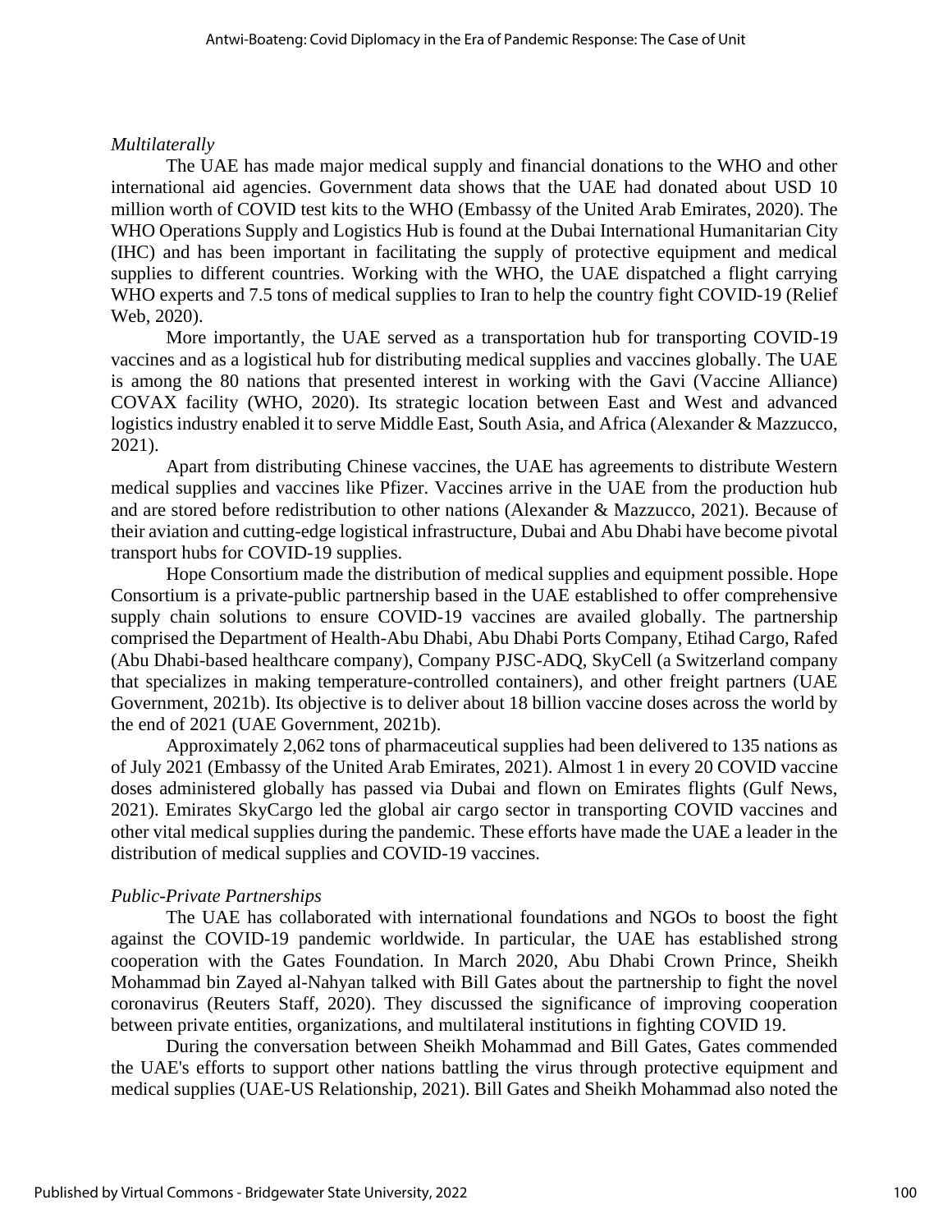*Multilaterally*

The UAE has made major medical supply and financial donations to the WHO and other international aid agencies. Government data shows that the UAE had donated about USD 10 million worth of COVID test kits to the WHO (Embassy of the United Arab Emirates, 2020). The WHO Operations Supply and Logistics Hub is found at the Dubai International Humanitarian City (IHC) and has been important in facilitating the supply of protective equipment and medical supplies to different countries. Working with the WHO, the UAE dispatched a flight carrying WHO experts and 7.5 tons of medical supplies to Iran to help the country fight COVID-19 (Relief Web, 2020).

More importantly, the UAE served as a transportation hub for transporting COVID-19 vaccines and as a logistical hub for distributing medical supplies and vaccines globally. The UAE is among the 80 nations that presented interest in working with the Gavi (Vaccine Alliance) COVAX facility (WHO, 2020). Its strategic location between East and West and advanced logistics industry enabled it to serve Middle East, South Asia, and Africa (Alexander & Mazzucco, 2021).

Apart from distributing Chinese vaccines, the UAE has agreements to distribute Western medical supplies and vaccines like Pfizer. Vaccines arrive in the UAE from the production hub and are stored before redistribution to other nations (Alexander & Mazzucco, 2021). Because of their aviation and cutting-edge logistical infrastructure, Dubai and Abu Dhabi have become pivotal transport hubs for COVID-19 supplies.

Hope Consortium made the distribution of medical supplies and equipment possible. Hope Consortium is a private-public partnership based in the UAE established to offer comprehensive supply chain solutions to ensure COVID-19 vaccines are availed globally. The partnership comprised the Department of Health-Abu Dhabi, Abu Dhabi Ports Company, Etihad Cargo, Rafed (Abu Dhabi-based healthcare company), Company PJSC-ADQ, SkyCell (a Switzerland company that specializes in making temperature-controlled containers), and other freight partners (UAE Government, 2021b). Its objective is to deliver about 18 billion vaccine doses across the world by the end of 2021 (UAE Government, 2021b).

Approximately 2,062 tons of pharmaceutical supplies had been delivered to 135 nations as of July 2021 (Embassy of the United Arab Emirates, 2021). Almost 1 in every 20 COVID vaccine doses administered globally has passed via Dubai and flown on Emirates flights (Gulf News, 2021). Emirates SkyCargo led the global air cargo sector in transporting COVID vaccines and other vital medical supplies during the pandemic. These efforts have made the UAE a leader in the distribution of medical supplies and COVID-19 vaccines.

*Public-Private Partnerships*

The UAE has collaborated with international foundations and NGOs to boost the fight against the COVID-19 pandemic worldwide. In particular, the UAE has established strong cooperation with the Gates Foundation. In March 2020, Abu Dhabi Crown Prince, Sheikh Mohammad bin Zayed al-Nahyan talked with Bill Gates about the partnership to fight the novel coronavirus (Reuters Staff, 2020). They discussed the significance of improving cooperation between private entities, organizations, and multilateral institutions in fighting COVID 19.

During the conversation between Sheikh Mohammad and Bill Gates, Gates commended the UAE's efforts to support other nations battling the virus through protective equipment and medical supplies (UAE-US Relationship, 2021). Bill Gates and Sheikh Mohammad also noted the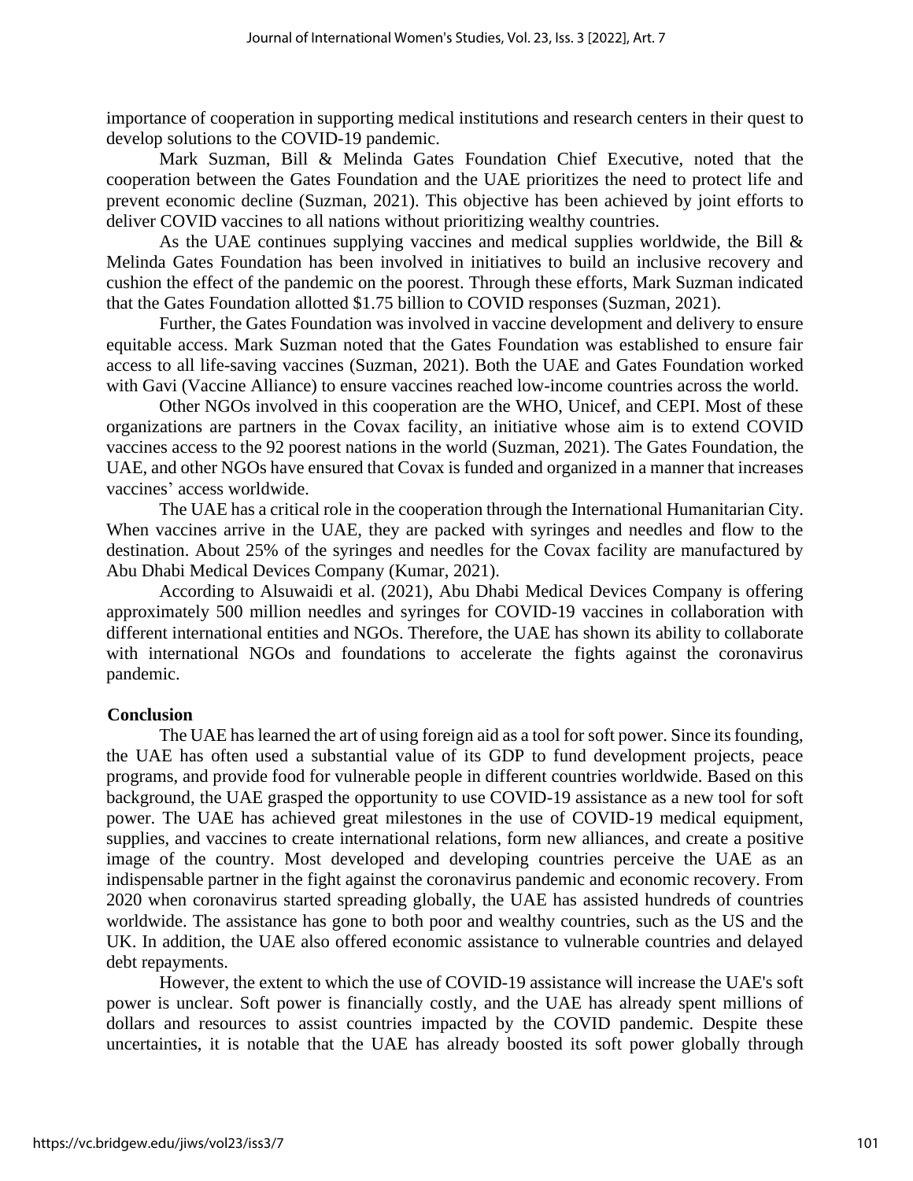importance of cooperation in supporting medical institutions and research centers in their quest to develop solutions to the COVID-19 pandemic.

Mark Suzman, Bill & Melinda Gates Foundation Chief Executive, noted that the cooperation between the Gates Foundation and the UAE prioritizes the need to protect life and prevent economic decline (Suzman, 2021). This objective has been achieved by joint efforts to deliver COVID vaccines to all nations without prioritizing wealthy countries.

As the UAE continues supplying vaccines and medical supplies worldwide, the Bill & Melinda Gates Foundation has been involved in initiatives to build an inclusive recovery and cushion the effect of the pandemic on the poorest. Through these efforts, Mark Suzman indicated that the Gates Foundation allotted $1.75 billion to COVID responses (Suzman, 2021).

Further, the Gates Foundation was involved in vaccine development and delivery to ensure equitable access. Mark Suzman noted that the Gates Foundation was established to ensure fair access to all life-saving vaccines (Suzman, 2021). Both the UAE and Gates Foundation worked with Gavi (Vaccine Alliance) to ensure vaccines reached low-income countries across the world.

Other NGOs involved in this cooperation are the WHO, Unicef, and CEPI. Most of these organizations are partners in the Covax facility, an initiative whose aim is to extend COVID vaccines access to the 92 poorest nations in the world (Suzman, 2021). The Gates Foundation, the UAE, and other NGOs have ensured that Covax is funded and organized in a manner that increases vaccines' access worldwide.

The UAE has a critical role in the cooperation through the International Humanitarian City. When vaccines arrive in the UAE, they are packed with syringes and needles and flow to the destination. About 25% of the syringes and needles for the Covax facility are manufactured by Abu Dhabi Medical Devices Company (Kumar, 2021).

According to Alsuwaidi et al. (2021), Abu Dhabi Medical Devices Company is offering approximately 500 million needles and syringes for COVID-19 vaccines in collaboration with different international entities and NGOs. Therefore, the UAE has shown its ability to collaborate with international NGOs and foundations to accelerate the fights against the coronavirus pandemic.

## Conclusion

The UAE has learned the art of using foreign aid as a tool for soft power. Since its founding, the UAE has often used a substantial value of its GDP to fund development projects, peace programs, and provide food for vulnerable people in different countries worldwide. Based on this background, the UAE grasped the opportunity to use COVID-19 assistance as a new tool for soft power. The UAE has achieved great milestones in the use of COVID-19 medical equipment, supplies, and vaccines to create international relations, form new alliances, and create a positive image of the country. Most developed and developing countries perceive the UAE as an indispensable partner in the fight against the coronavirus pandemic and economic recovery. From 2020 when coronavirus started spreading globally, the UAE has assisted hundreds of countries worldwide. The assistance has gone to both poor and wealthy countries, such as the US and the UK. In addition, the UAE also offered economic assistance to vulnerable countries and delayed debt repayments.

However, the extent to which the use of COVID-19 assistance will increase the UAE's soft power is unclear. Soft power is financially costly, and the UAE has already spent millions of dollars and resources to assist countries impacted by the COVID pandemic. Despite these uncertainties, it is notable that the UAE has already boosted its soft power globally through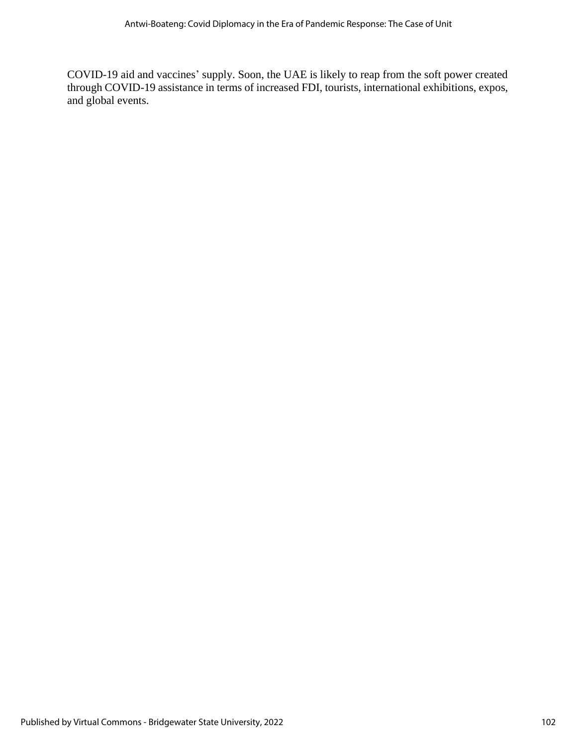COVID-19 aid and vaccines' supply. Soon, the UAE is likely to reap from the soft power created through COVID-19 assistance in terms of increased FDI, tourists, international exhibitions, expos, and global events.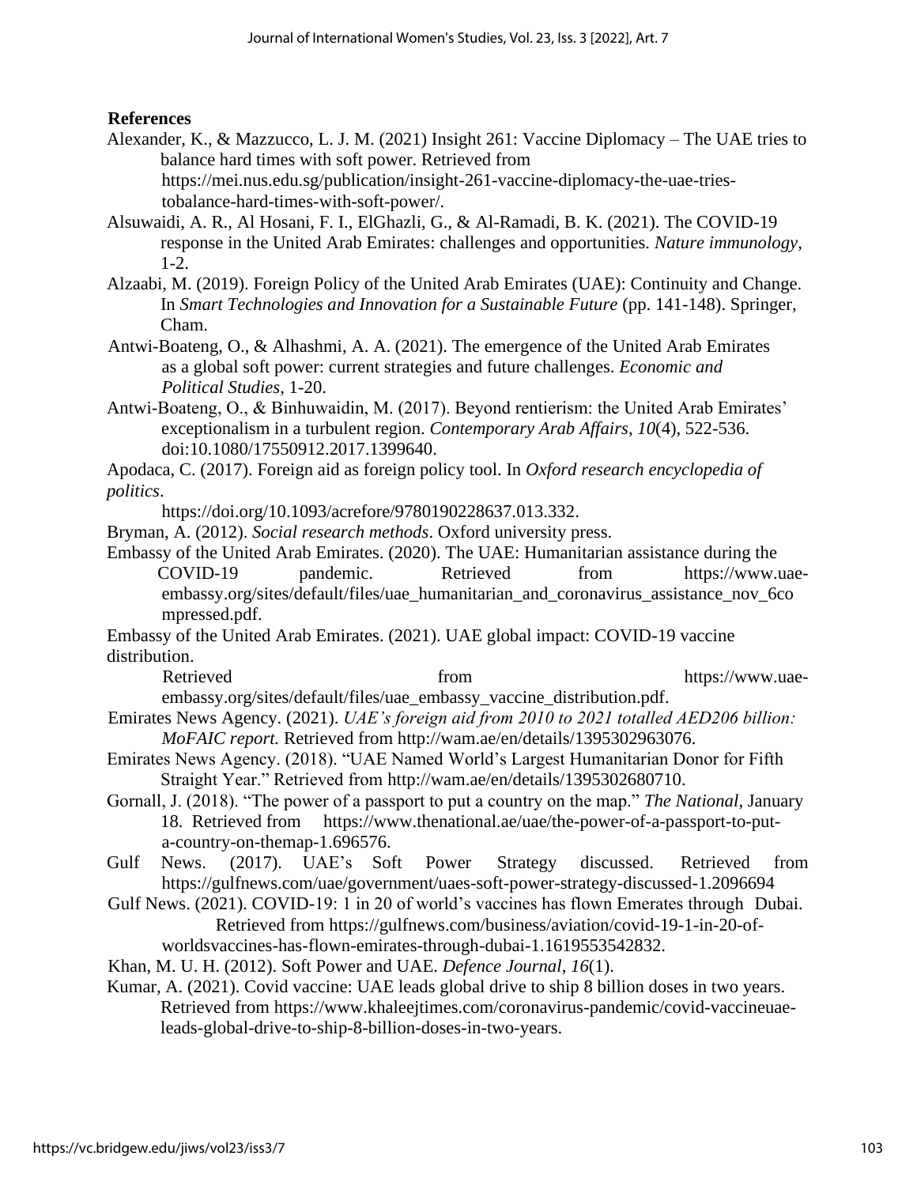**References**

Alexander, K., & Mazzucco, L. J. M. (2021) Insight 261: Vaccine Diplomacy – The UAE tries to balance hard times with soft power. Retrieved from https://mei.nus.edu.sg/publication/insight-261-vaccine-diplomacy-the-uae-tries-tobalance-hard-times-with-soft-power/.

Alsuwaidi, A. R., Al Hosani, F. I., ElGhazli, G., & Al-Ramadi, B. K. (2021). The COVID-19 response in the United Arab Emirates: challenges and opportunities. *Nature immunology*, 1-2.

Alzaabi, M. (2019). Foreign Policy of the United Arab Emirates (UAE): Continuity and Change. In *Smart Technologies and Innovation for a Sustainable Future* (pp. 141-148). Springer, Cham.

Antwi-Boateng, O., & Alhashmi, A. A. (2021). The emergence of the United Arab Emirates as a global soft power: current strategies and future challenges. *Economic and Political Studies*, 1-20.

Antwi-Boateng, O., & Binhuwaidin, M. (2017). Beyond rentierism: the United Arab Emirates' exceptionalism in a turbulent region. *Contemporary Arab Affairs*, *10*(4), 522-536. doi:10.1080/17550912.2017.1399640.

Apodaca, C. (2017). Foreign aid as foreign policy tool. In *Oxford research encyclopedia of politics*. https://doi.org/10.1093/acrefore/9780190228637.013.332.

Bryman, A. (2012). *Social research methods*. Oxford university press.

Embassy of the United Arab Emirates. (2020). The UAE: Humanitarian assistance during the COVID-19 pandemic. Retrieved from https://www.uae-embassy.org/sites/default/files/uae_humanitarian_and_coronavirus_assistance_nov_6compressed.pdf.

Embassy of the United Arab Emirates. (2021). UAE global impact: COVID-19 vaccine distribution. Retrieved from https://www.uae-embassy.org/sites/default/files/uae_embassy_vaccine_distribution.pdf.

Emirates News Agency. (2021). *UAE's foreign aid from 2010 to 2021 totalled AED206 billion: MoFAIC report.* Retrieved from http://wam.ae/en/details/1395302963076.

Emirates News Agency. (2018). "UAE Named World's Largest Humanitarian Donor for Fifth Straight Year." Retrieved from http://wam.ae/en/details/1395302680710.

Gornall, J. (2018). "The power of a passport to put a country on the map." *The National*, January 18. Retrieved from https://www.thenational.ae/uae/the-power-of-a-passport-to-put-a-country-on-themap-1.696576.

Gulf News. (2017). UAE's Soft Power Strategy discussed. Retrieved from https://gulfnews.com/uae/government/uaes-soft-power-strategy-discussed-1.2096694

Gulf News. (2021). COVID-19: 1 in 20 of world's vaccines has flown Emerates through Dubai. Retrieved from https://gulfnews.com/business/aviation/covid-19-1-in-20-of-worldsvaccines-has-flown-emirates-through-dubai-1.1619553542832.

Khan, M. U. H. (2012). Soft Power and UAE. *Defence Journal*, *16*(1).

Kumar, A. (2021). Covid vaccine: UAE leads global drive to ship 8 billion doses in two years. Retrieved from https://www.khaleejtimes.com/coronavirus-pandemic/covid-vaccineuae-leads-global-drive-to-ship-8-billion-doses-in-two-years.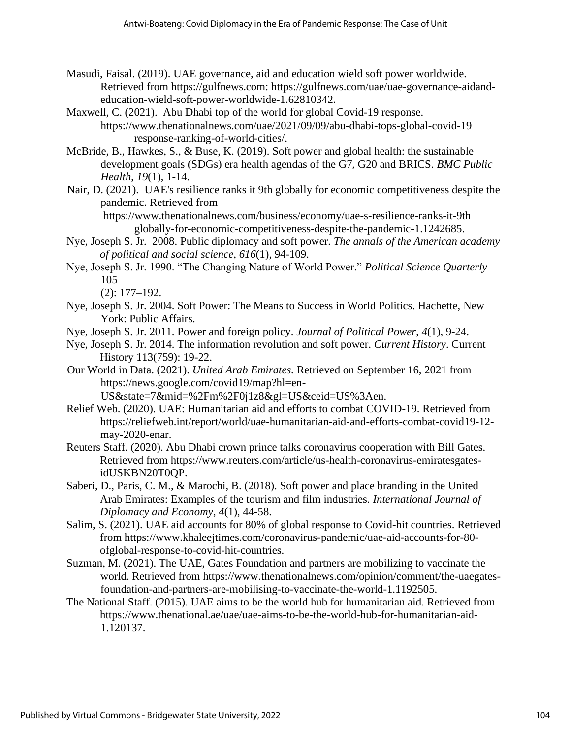Masudi, Faisal. (2019). UAE governance, aid and education wield soft power worldwide. Retrieved from https://gulfnews.com: https://gulfnews.com/uae/uae-governance-aidand-education-wield-soft-power-worldwide-1.62810342.

Maxwell, C. (2021). Abu Dhabi top of the world for global Covid-19 response. https://www.thenationalnews.com/uae/2021/09/09/abu-dhabi-tops-global-covid-19 response-ranking-of-world-cities/.

McBride, B., Hawkes, S., & Buse, K. (2019). Soft power and global health: the sustainable development goals (SDGs) era health agendas of the G7, G20 and BRICS. *BMC Public Health*, *19*(1), 1-14.

Nair, D. (2021). UAE's resilience ranks it 9th globally for economic competitiveness despite the pandemic. Retrieved from https://www.thenationalnews.com/business/economy/uae-s-resilience-ranks-it-9th globally-for-economic-competitiveness-despite-the-pandemic-1.1242685.

Nye, Joseph S. Jr. 2008. Public diplomacy and soft power. *The annals of the American academy of political and social science*, *616*(1), 94-109.

Nye, Joseph S. Jr. 1990. "The Changing Nature of World Power." *Political Science Quarterly* 105 (2): 177–192.

Nye, Joseph S. Jr. 2004. Soft Power: The Means to Success in World Politics. Hachette, New York: Public Affairs.

Nye, Joseph S. Jr. 2011. Power and foreign policy. *Journal of Political Power*, *4*(1), 9-24.

Nye, Joseph S. Jr. 2014. The information revolution and soft power. *Current History*. Current History 113(759): 19-22.

Our World in Data. (2021). *United Arab Emirates.* Retrieved on September 16, 2021 from https://news.google.com/covid19/map?hl=en-US&state=7&mid=%2Fm%2F0j1z8&gl=US&ceid=US%3Aen.

Relief Web. (2020). UAE: Humanitarian aid and efforts to combat COVID-19. Retrieved from https://reliefweb.int/report/world/uae-humanitarian-aid-and-efforts-combat-covid19-12-may-2020-enar.

Reuters Staff. (2020). Abu Dhabi crown prince talks coronavirus cooperation with Bill Gates. Retrieved from https://www.reuters.com/article/us-health-coronavirus-emiratesgates-idUSKBN20T0QP.

Saberi, D., Paris, C. M., & Marochi, B. (2018). Soft power and place branding in the United Arab Emirates: Examples of the tourism and film industries. *International Journal of Diplomacy and Economy*, *4*(1), 44-58.

Salim, S. (2021). UAE aid accounts for 80% of global response to Covid-hit countries. Retrieved from https://www.khaleejtimes.com/coronavirus-pandemic/uae-aid-accounts-for-80-ofglobal-response-to-covid-hit-countries.

Suzman, M. (2021). The UAE, Gates Foundation and partners are mobilizing to vaccinate the world. Retrieved from https://www.thenationalnews.com/opinion/comment/the-uaegates-foundation-and-partners-are-mobilising-to-vaccinate-the-world-1.1192505.

The National Staff. (2015). UAE aims to be the world hub for humanitarian aid. Retrieved from https://www.thenational.ae/uae/uae-aims-to-be-the-world-hub-for-humanitarian-aid-1.120137.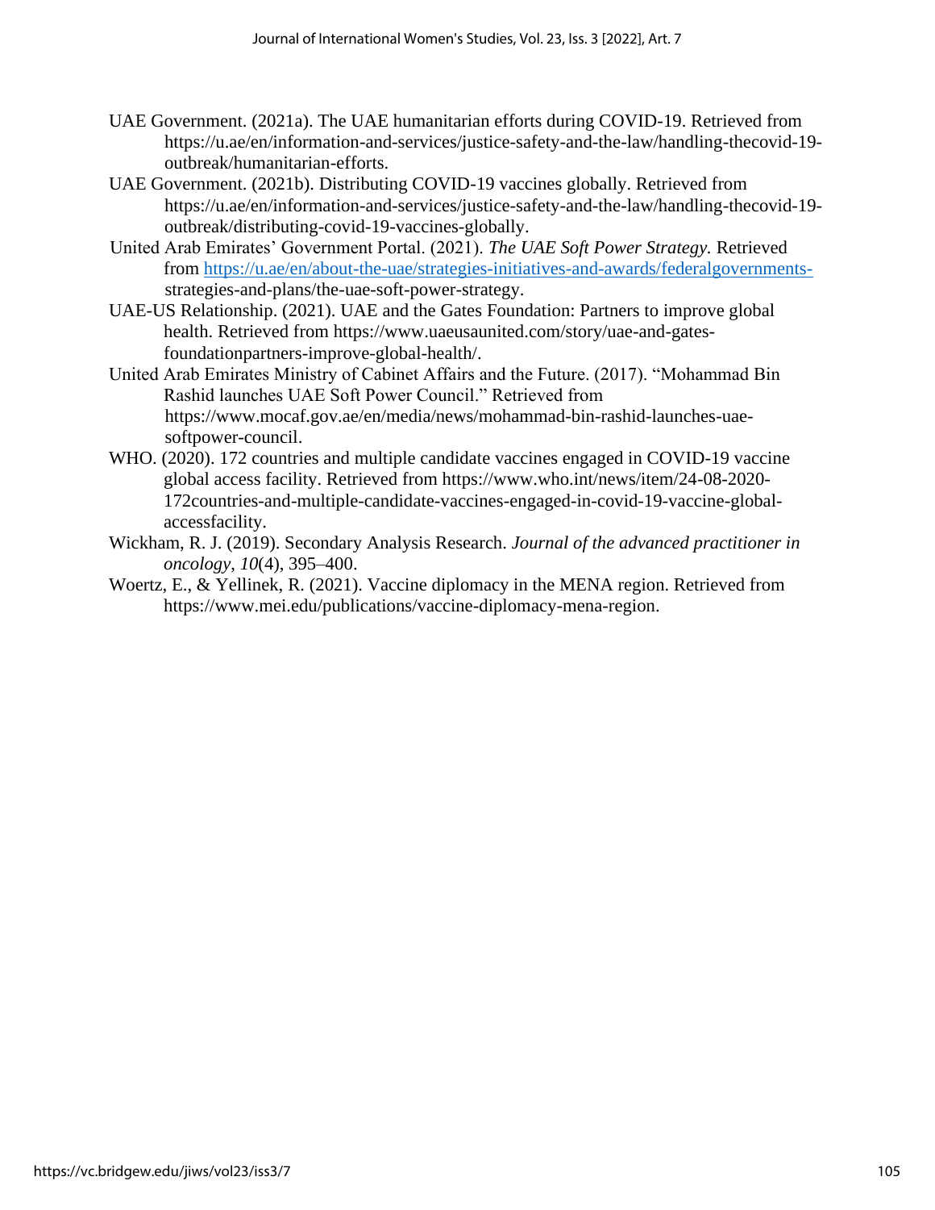UAE Government. (2021a). The UAE humanitarian efforts during COVID-19. Retrieved from https://u.ae/en/information-and-services/justice-safety-and-the-law/handling-thecovid-19-outbreak/humanitarian-efforts.

UAE Government. (2021b). Distributing COVID-19 vaccines globally. Retrieved from https://u.ae/en/information-and-services/justice-safety-and-the-law/handling-thecovid-19-outbreak/distributing-covid-19-vaccines-globally.

United Arab Emirates' Government Portal. (2021). *The UAE Soft Power Strategy.* Retrieved from https://u.ae/en/about-the-uae/strategies-initiatives-and-awards/federalgovernments-strategies-and-plans/the-uae-soft-power-strategy.

UAE-US Relationship. (2021). UAE and the Gates Foundation: Partners to improve global health. Retrieved from https://www.uaeusaunited.com/story/uae-and-gates-foundationpartners-improve-global-health/.

United Arab Emirates Ministry of Cabinet Affairs and the Future. (2017). "Mohammad Bin Rashid launches UAE Soft Power Council." Retrieved from https://www.mocaf.gov.ae/en/media/news/mohammad-bin-rashid-launches-uae-softpower-council.

WHO. (2020). 172 countries and multiple candidate vaccines engaged in COVID-19 vaccine global access facility. Retrieved from https://www.who.int/news/item/24-08-2020-172countries-and-multiple-candidate-vaccines-engaged-in-covid-19-vaccine-global-accessfacility.

Wickham, R. J. (2019). Secondary Analysis Research. *Journal of the advanced practitioner in oncology*, *10*(4), 395–400.

Woertz, E., & Yellinek, R. (2021). Vaccine diplomacy in the MENA region. Retrieved from https://www.mei.edu/publications/vaccine-diplomacy-mena-region.